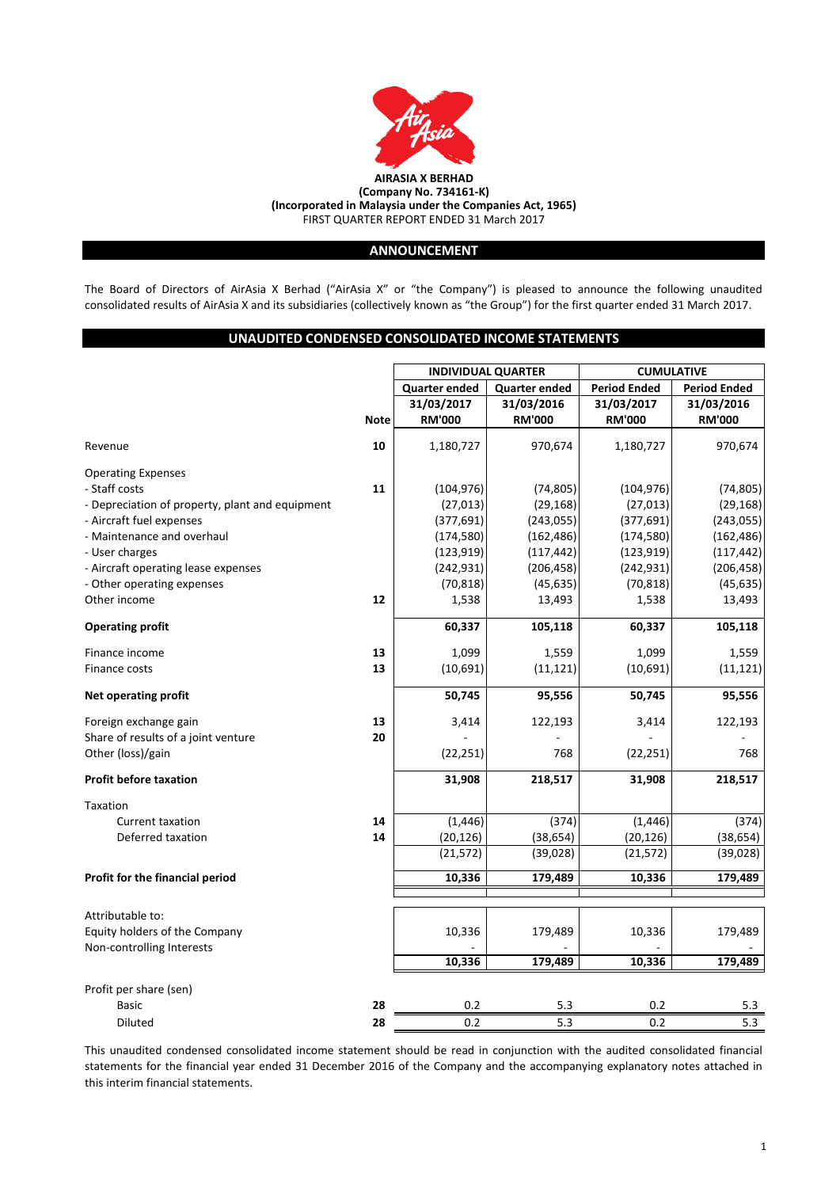**AIRASIA X BERHAD**
**(Company No. 734161-K)**
**(Incorporated in Malaysia under the Companies Act, 1965)**
FIRST QUARTER REPORT ENDED 31 March 2017

## ANNOUNCEMENT

The Board of Directors of AirAsia X Berhad ("AirAsia X" or "the Company") is pleased to announce the following unaudited consolidated results of AirAsia X and its subsidiaries (collectively known as "the Group") for the first quarter ended 31 March 2017.

## UNAUDITED CONDENSED CONSOLIDATED INCOME STATEMENTS

| | | INDIVIDUAL QUARTER | | CUMULATIVE | |
|---|---|---|---|---|---|
| | | Quarter ended | Quarter ended | Period Ended | Period Ended |
| | | 31/03/2017 | 31/03/2016 | 31/03/2017 | 31/03/2016 |
| | Note | RM'000 | RM'000 | RM'000 | RM'000 |
| Revenue | 10 | 1,180,727 | 970,674 | 1,180,727 | 970,674 |
| Operating Expenses | | | | | |
| - Staff costs | 11 | (104,976) | (74,805) | (104,976) | (74,805) |
| - Depreciation of property, plant and equipment | | (27,013) | (29,168) | (27,013) | (29,168) |
| - Aircraft fuel expenses | | (377,691) | (243,055) | (377,691) | (243,055) |
| - Maintenance and overhaul | | (174,580) | (162,486) | (174,580) | (162,486) |
| - User charges | | (123,919) | (117,442) | (123,919) | (117,442) |
| - Aircraft operating lease expenses | | (242,931) | (206,458) | (242,931) | (206,458) |
| - Other operating expenses | | (70,818) | (45,635) | (70,818) | (45,635) |
| Other income | 12 | 1,538 | 13,493 | 1,538 | 13,493 |
| **Operating profit** | | **60,337** | **105,118** | **60,337** | **105,118** |
| Finance income | 13 | 1,099 | 1,559 | 1,099 | 1,559 |
| Finance costs | 13 | (10,691) | (11,121) | (10,691) | (11,121) |
| **Net operating profit** | | **50,745** | **95,556** | **50,745** | **95,556** |
| Foreign exchange gain | 13 | 3,414 | 122,193 | 3,414 | 122,193 |
| Share of results of a joint venture | 20 | - | - | - | - |
| Other (loss)/gain | | (22,251) | 768 | (22,251) | 768 |
| **Profit before taxation** | | **31,908** | **218,517** | **31,908** | **218,517** |
| Taxation | | | | | |
| Current taxation | 14 | (1,446) | (374) | (1,446) | (374) |
| Deferred taxation | 14 | (20,126) | (38,654) | (20,126) | (38,654) |
| | | (21,572) | (39,028) | (21,572) | (39,028) |
| **Profit for the financial period** | | **10,336** | **179,489** | **10,336** | **179,489** |
| Attributable to: | | | | | |
| Equity holders of the Company | | 10,336 | 179,489 | 10,336 | 179,489 |
| Non-controlling Interests | | - | - | - | - |
| | | **10,336** | **179,489** | **10,336** | **179,489** |
| Profit per share (sen) | | | | | |
| Basic | 28 | 0.2 | 5.3 | 0.2 | 5.3 |
| Diluted | 28 | 0.2 | 5.3 | 0.2 | 5.3 |

This unaudited condensed consolidated income statement should be read in conjunction with the audited consolidated financial statements for the financial year ended 31 December 2016 of the Company and the accompanying explanatory notes attached in this interim financial statements.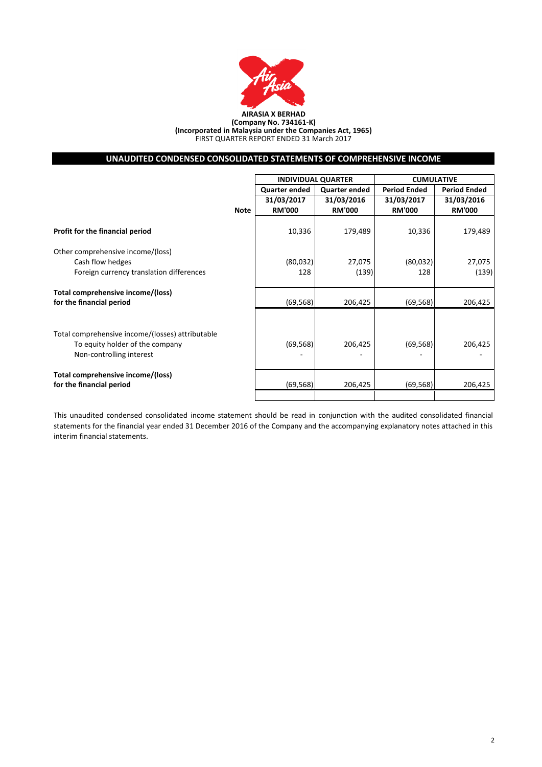**AIRASIA X BERHAD**
**(Company No. 734161-K)**
**(Incorporated in Malaysia under the Companies Act, 1965)**
FIRST QUARTER REPORT ENDED 31 March 2017

## UNAUDITED CONDENSED CONSOLIDATED STATEMENTS OF COMPREHENSIVE INCOME

| | | INDIVIDUAL QUARTER | | CUMULATIVE | |
|---|---|---|---|---|---|
| | | Quarter ended | Quarter ended | Period Ended | Period Ended |
| | | 31/03/2017 | 31/03/2016 | 31/03/2017 | 31/03/2016 |
| | Note | RM'000 | RM'000 | RM'000 | RM'000 |
| **Profit for the financial period** | | 10,336 | 179,489 | 10,336 | 179,489 |
| Other comprehensive income/(loss) | | | | | |
| Cash flow hedges | | (80,032) | 27,075 | (80,032) | 27,075 |
| Foreign currency translation differences | | 128 | (139) | 128 | (139) |
| **Total comprehensive income/(loss) for the financial period** | | (69,568) | 206,425 | (69,568) | 206,425 |
| Total comprehensive income/(losses) attributable | | | | | |
| To equity holder of the company | | (69,568) | 206,425 | (69,568) | 206,425 |
| Non-controlling interest | | - | - | - | - |
| **Total comprehensive income/(loss) for the financial period** | | (69,568) | 206,425 | (69,568) | 206,425 |

This unaudited condensed consolidated income statement should be read in conjunction with the audited consolidated financial statements for the financial year ended 31 December 2016 of the Company and the accompanying explanatory notes attached in this interim financial statements.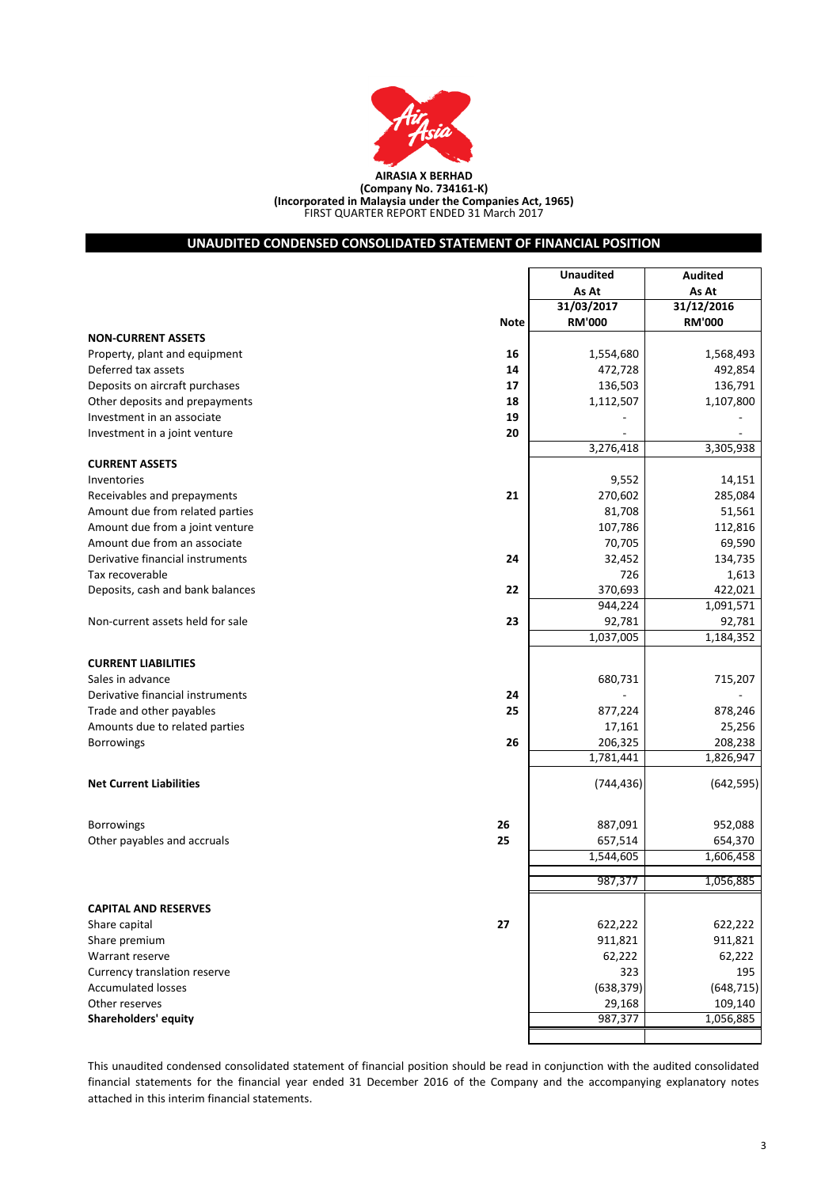**AIRASIA X BERHAD**
**(Company No. 734161-K)**
**(Incorporated in Malaysia under the Companies Act, 1965)**
FIRST QUARTER REPORT ENDED 31 March 2017

## UNAUDITED CONDENSED CONSOLIDATED STATEMENT OF FINANCIAL POSITION

| | Note | Unaudited As At 31/03/2017 RM'000 | Audited As At 31/12/2016 RM'000 |
|---|---|---|---|
| **NON-CURRENT ASSETS** | | | |
| Property, plant and equipment | 16 | 1,554,680 | 1,568,493 |
| Deferred tax assets | 14 | 472,728 | 492,854 |
| Deposits on aircraft purchases | 17 | 136,503 | 136,791 |
| Other deposits and prepayments | 18 | 1,112,507 | 1,107,800 |
| Investment in an associate | 19 | - | - |
| Investment in a joint venture | 20 | - | - |
| | | 3,276,418 | 3,305,938 |
| **CURRENT ASSETS** | | | |
| Inventories | | 9,552 | 14,151 |
| Receivables and prepayments | 21 | 270,602 | 285,084 |
| Amount due from related parties | | 81,708 | 51,561 |
| Amount due from a joint venture | | 107,786 | 112,816 |
| Amount due from an associate | | 70,705 | 69,590 |
| Derivative financial instruments | 24 | 32,452 | 134,735 |
| Tax recoverable | | 726 | 1,613 |
| Deposits, cash and bank balances | 22 | 370,693 | 422,021 |
| | | 944,224 | 1,091,571 |
| Non-current assets held for sale | 23 | 92,781 | 92,781 |
| | | 1,037,005 | 1,184,352 |
| **CURRENT LIABILITIES** | | | |
| Sales in advance | | 680,731 | 715,207 |
| Derivative financial instruments | 24 | - | - |
| Trade and other payables | 25 | 877,224 | 878,246 |
| Amounts due to related parties | | 17,161 | 25,256 |
| Borrowings | 26 | 206,325 | 208,238 |
| | | 1,781,441 | 1,826,947 |
| **Net Current Liabilities** | | (744,436) | (642,595) |
| Borrowings | 26 | 887,091 | 952,088 |
| Other payables and accruals | 25 | 657,514 | 654,370 |
| | | 1,544,605 | 1,606,458 |
| | | 987,377 | 1,056,885 |
| **CAPITAL AND RESERVES** | | | |
| Share capital | 27 | 622,222 | 622,222 |
| Share premium | | 911,821 | 911,821 |
| Warrant reserve | | 62,222 | 62,222 |
| Currency translation reserve | | 323 | 195 |
| Accumulated losses | | (638,379) | (648,715) |
| Other reserves | | 29,168 | 109,140 |
| **Shareholders' equity** | | 987,377 | 1,056,885 |

This unaudited condensed consolidated statement of financial position should be read in conjunction with the audited consolidated financial statements for the financial year ended 31 December 2016 of the Company and the accompanying explanatory notes attached in this interim financial statements.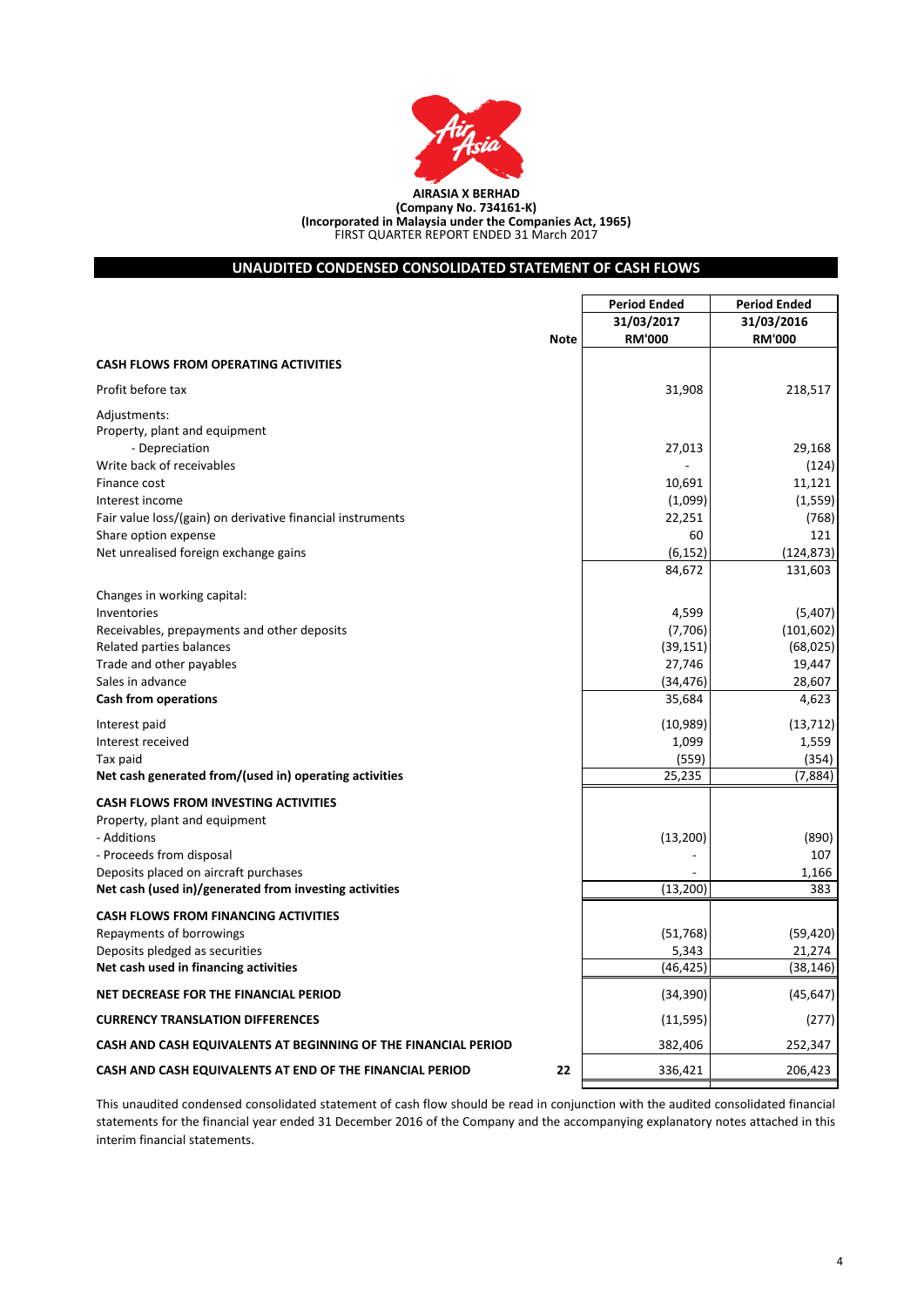**AIRASIA X BERHAD**
**(Company No. 734161-K)**
**(Incorporated in Malaysia under the Companies Act, 1965)**
FIRST QUARTER REPORT ENDED 31 March 2017

## UNAUDITED CONDENSED CONSOLIDATED STATEMENT OF CASH FLOWS

| | Note | Period Ended 31/03/2017 RM'000 | Period Ended 31/03/2016 RM'000 |
|---|---|---|---|
| **CASH FLOWS FROM OPERATING ACTIVITIES** | | | |
| Profit before tax | | 31,908 | 218,517 |
| Adjustments: | | | |
| Property, plant and equipment | | | |
| - Depreciation | | 27,013 | 29,168 |
| Write back of receivables | | - | (124) |
| Finance cost | | 10,691 | 11,121 |
| Interest income | | (1,099) | (1,559) |
| Fair value loss/(gain) on derivative financial instruments | | 22,251 | (768) |
| Share option expense | | 60 | 121 |
| Net unrealised foreign exchange gains | | (6,152) | (124,873) |
| | | 84,672 | 131,603 |
| Changes in working capital: | | | |
| Inventories | | 4,599 | (5,407) |
| Receivables, prepayments and other deposits | | (7,706) | (101,602) |
| Related parties balances | | (39,151) | (68,025) |
| Trade and other payables | | 27,746 | 19,447 |
| Sales in advance | | (34,476) | 28,607 |
| **Cash from operations** | | 35,684 | 4,623 |
| Interest paid | | (10,989) | (13,712) |
| Interest received | | 1,099 | 1,559 |
| Tax paid | | (559) | (354) |
| **Net cash generated from/(used in) operating activities** | | 25,235 | (7,884) |
| **CASH FLOWS FROM INVESTING ACTIVITIES** | | | |
| Property, plant and equipment | | | |
| - Additions | | (13,200) | (890) |
| - Proceeds from disposal | | - | 107 |
| Deposits placed on aircraft purchases | | - | 1,166 |
| **Net cash (used in)/generated from investing activities** | | (13,200) | 383 |
| **CASH FLOWS FROM FINANCING ACTIVITIES** | | | |
| Repayments of borrowings | | (51,768) | (59,420) |
| Deposits pledged as securities | | 5,343 | 21,274 |
| **Net cash used in financing activities** | | (46,425) | (38,146) |
| **NET DECREASE FOR THE FINANCIAL PERIOD** | | (34,390) | (45,647) |
| **CURRENCY TRANSLATION DIFFERENCES** | | (11,595) | (277) |
| **CASH AND CASH EQUIVALENTS AT BEGINNING OF THE FINANCIAL PERIOD** | | 382,406 | 252,347 |
| **CASH AND CASH EQUIVALENTS AT END OF THE FINANCIAL PERIOD** | 22 | 336,421 | 206,423 |

This unaudited condensed consolidated statement of cash flow should be read in conjunction with the audited consolidated financial statements for the financial year ended 31 December 2016 of the Company and the accompanying explanatory notes attached in this interim financial statements.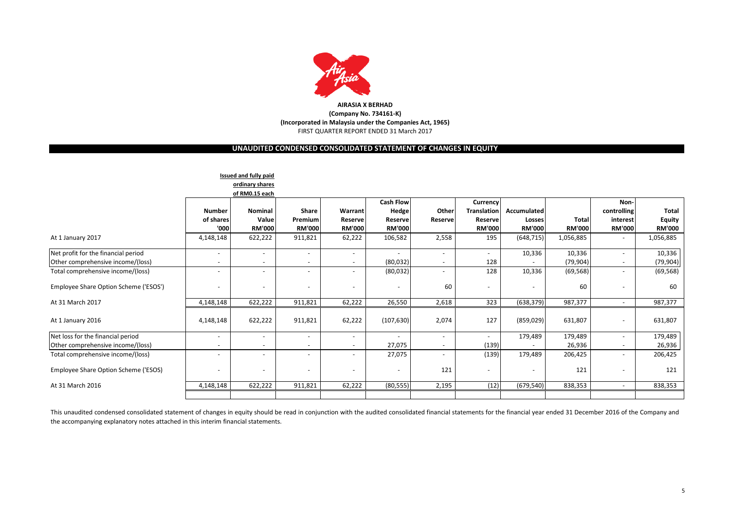**AIRASIA X BERHAD**
**(Company No. 734161-K)**
**(Incorporated in Malaysia under the Companies Act, 1965)**
FIRST QUARTER REPORT ENDED 31 March 2017

## UNAUDITED CONDENSED CONSOLIDATED STATEMENT OF CHANGES IN EQUITY

| | Issued and fully paid ordinary shares of RM0.15 each | | | | | | | | | | |
|---|---|---|---|---|---|---|---|---|---|---|---|
| | Number of shares '000 | Nominal Value RM'000 | Share Premium RM'000 | Warrant Reserve RM'000 | Cash Flow Hedge Reserve RM'000 | Other Reserve | Currency Translation Reserve RM'000 | Accumulated Losses RM'000 | Total RM'000 | Non-controlling interest RM'000 | Total Equity RM'000 |
| At 1 January 2017 | 4,148,148 | 622,222 | 911,821 | 62,222 | 106,582 | 2,558 | 195 | (648,715) | 1,056,885 | - | 1,056,885 |
| Net profit for the financial period | - | - | - | - | - | - | - | 10,336 | 10,336 | - | 10,336 |
| Other comprehensive income/(loss) | - | - | - | - | (80,032) | - | 128 | - | (79,904) | - | (79,904) |
| Total comprehensive income/(loss) | - | - | - | - | (80,032) | - | 128 | 10,336 | (69,568) | - | (69,568) |
| Employee Share Option Scheme ('ESOS') | - | - | - | - | - | 60 | - | - | 60 | - | 60 |
| At 31 March 2017 | 4,148,148 | 622,222 | 911,821 | 62,222 | 26,550 | 2,618 | 323 | (638,379) | 987,377 | - | 987,377 |
| At 1 January 2016 | 4,148,148 | 622,222 | 911,821 | 62,222 | (107,630) | 2,074 | 127 | (859,029) | 631,807 | - | 631,807 |
| Net loss for the financial period | - | - | - | - | - | - | - | 179,489 | 179,489 | - | 179,489 |
| Other comprehensive income/(loss) | - | - | - | - | 27,075 | - | (139) | - | 26,936 | - | 26,936 |
| Total comprehensive income/(loss) | - | - | - | - | 27,075 | - | (139) | 179,489 | 206,425 | - | 206,425 |
| Employee Share Option Scheme ('ESOS) | - | - | - | - | - | 121 | - | - | 121 | - | 121 |
| At 31 March 2016 | 4,148,148 | 622,222 | 911,821 | 62,222 | (80,555) | 2,195 | (12) | (679,540) | 838,353 | - | 838,353 |

This unaudited condensed consolidated statement of changes in equity should be read in conjunction with the audited consolidated financial statements for the financial year ended 31 December 2016 of the Company and the accompanying explanatory notes attached in this interim financial statements.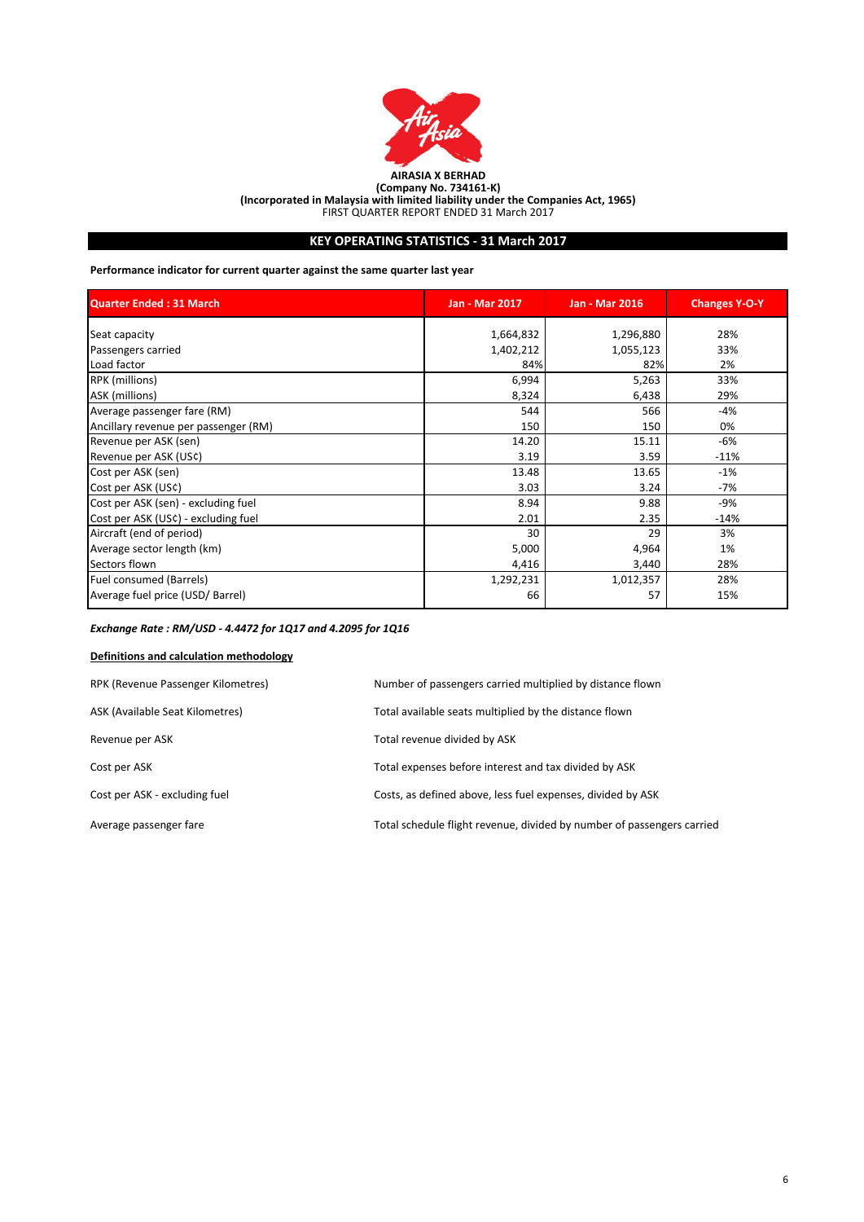**AIRASIA X BERHAD**
**(Company No. 734161-K)**
**(Incorporated in Malaysia with limited liability under the Companies Act, 1965)**
FIRST QUARTER REPORT ENDED 31 March 2017

## KEY OPERATING STATISTICS - 31 March 2017

**Performance indicator for current quarter against the same quarter last year**

| Quarter Ended : 31 March | Jan - Mar 2017 | Jan - Mar 2016 | Changes Y-O-Y |
|---|---|---|---|
| Seat capacity | 1,664,832 | 1,296,880 | 28% |
| Passengers carried | 1,402,212 | 1,055,123 | 33% |
| Load factor | 84% | 82% | 2% |
| RPK (millions) | 6,994 | 5,263 | 33% |
| ASK (millions) | 8,324 | 6,438 | 29% |
| Average passenger fare (RM) | 544 | 566 | -4% |
| Ancillary revenue per passenger (RM) | 150 | 150 | 0% |
| Revenue per ASK (sen) | 14.20 | 15.11 | -6% |
| Revenue per ASK (US¢) | 3.19 | 3.59 | -11% |
| Cost per ASK (sen) | 13.48 | 13.65 | -1% |
| Cost per ASK (US¢) | 3.03 | 3.24 | -7% |
| Cost per ASK (sen) - excluding fuel | 8.94 | 9.88 | -9% |
| Cost per ASK (US¢) - excluding fuel | 2.01 | 2.35 | -14% |
| Aircraft (end of period) | 30 | 29 | 3% |
| Average sector length (km) | 5,000 | 4,964 | 1% |
| Sectors flown | 4,416 | 3,440 | 28% |
| Fuel consumed (Barrels) | 1,292,231 | 1,012,357 | 28% |
| Average fuel price (USD/ Barrel) | 66 | 57 | 15% |

***Exchange Rate : RM/USD - 4.4472 for 1Q17 and 4.2095 for 1Q16***

**Definitions and calculation methodology**

| | |
|---|---|
| RPK (Revenue Passenger Kilometres) | Number of passengers carried multiplied by distance flown |
| ASK (Available Seat Kilometres) | Total available seats multiplied by the distance flown |
| Revenue per ASK | Total revenue divided by ASK |
| Cost per ASK | Total expenses before interest and tax divided by ASK |
| Cost per ASK - excluding fuel | Costs, as defined above, less fuel expenses, divided by ASK |
| Average passenger fare | Total schedule flight revenue, divided by number of passengers carried |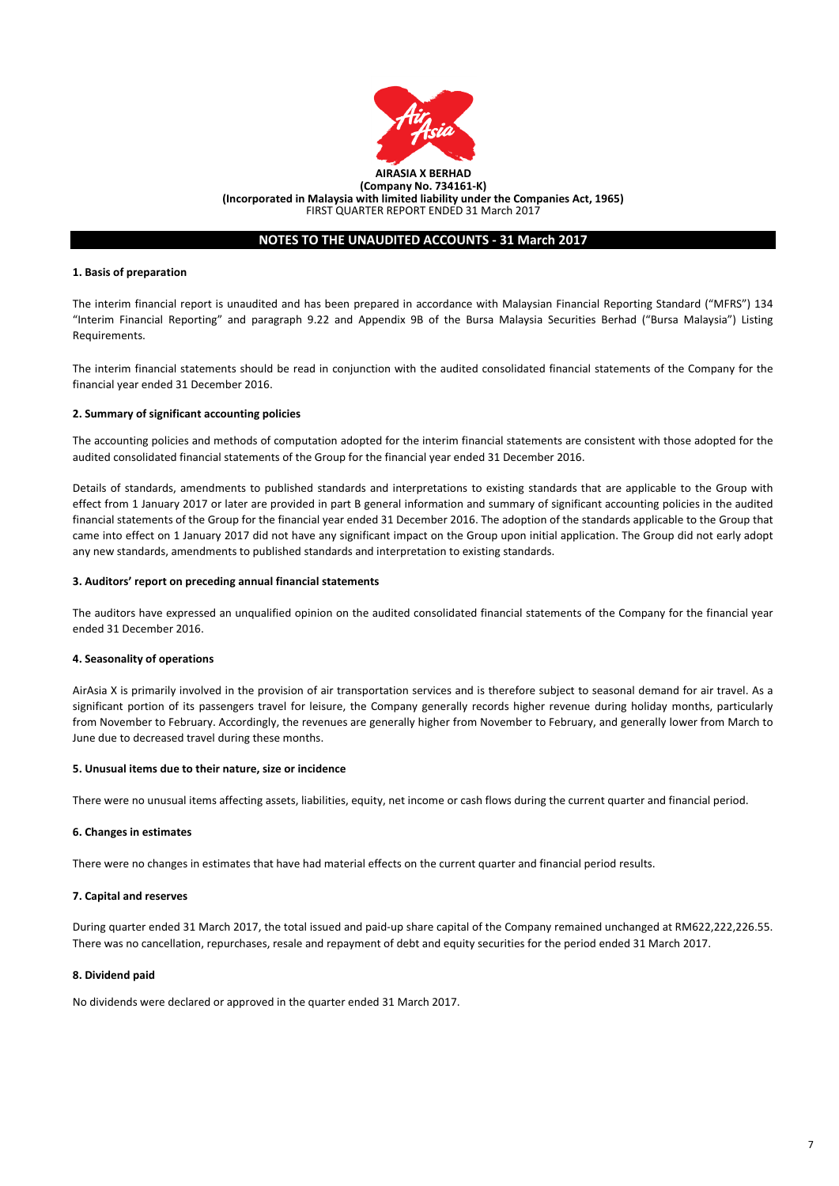**AIRASIA X BERHAD**
**(Company No. 734161-K)**
**(Incorporated in Malaysia with limited liability under the Companies Act, 1965)**
FIRST QUARTER REPORT ENDED 31 March 2017

## NOTES TO THE UNAUDITED ACCOUNTS - 31 March 2017

### 1. Basis of preparation

The interim financial report is unaudited and has been prepared in accordance with Malaysian Financial Reporting Standard ("MFRS") 134 "Interim Financial Reporting" and paragraph 9.22 and Appendix 9B of the Bursa Malaysia Securities Berhad ("Bursa Malaysia") Listing Requirements.

The interim financial statements should be read in conjunction with the audited consolidated financial statements of the Company for the financial year ended 31 December 2016.

### 2. Summary of significant accounting policies

The accounting policies and methods of computation adopted for the interim financial statements are consistent with those adopted for the audited consolidated financial statements of the Group for the financial year ended 31 December 2016.

Details of standards, amendments to published standards and interpretations to existing standards that are applicable to the Group with effect from 1 January 2017 or later are provided in part B general information and summary of significant accounting policies in the audited financial statements of the Group for the financial year ended 31 December 2016. The adoption of the standards applicable to the Group that came into effect on 1 January 2017 did not have any significant impact on the Group upon initial application. The Group did not early adopt any new standards, amendments to published standards and interpretation to existing standards.

### 3. Auditors' report on preceding annual financial statements

The auditors have expressed an unqualified opinion on the audited consolidated financial statements of the Company for the financial year ended 31 December 2016.

### 4. Seasonality of operations

AirAsia X is primarily involved in the provision of air transportation services and is therefore subject to seasonal demand for air travel. As a significant portion of its passengers travel for leisure, the Company generally records higher revenue during holiday months, particularly from November to February. Accordingly, the revenues are generally higher from November to February, and generally lower from March to June due to decreased travel during these months.

### 5. Unusual items due to their nature, size or incidence

There were no unusual items affecting assets, liabilities, equity, net income or cash flows during the current quarter and financial period.

### 6. Changes in estimates

There were no changes in estimates that have had material effects on the current quarter and financial period results.

### 7. Capital and reserves

During quarter ended 31 March 2017, the total issued and paid-up share capital of the Company remained unchanged at RM622,222,226.55. There was no cancellation, repurchases, resale and repayment of debt and equity securities for the period ended 31 March 2017.

### 8. Dividend paid

No dividends were declared or approved in the quarter ended 31 March 2017.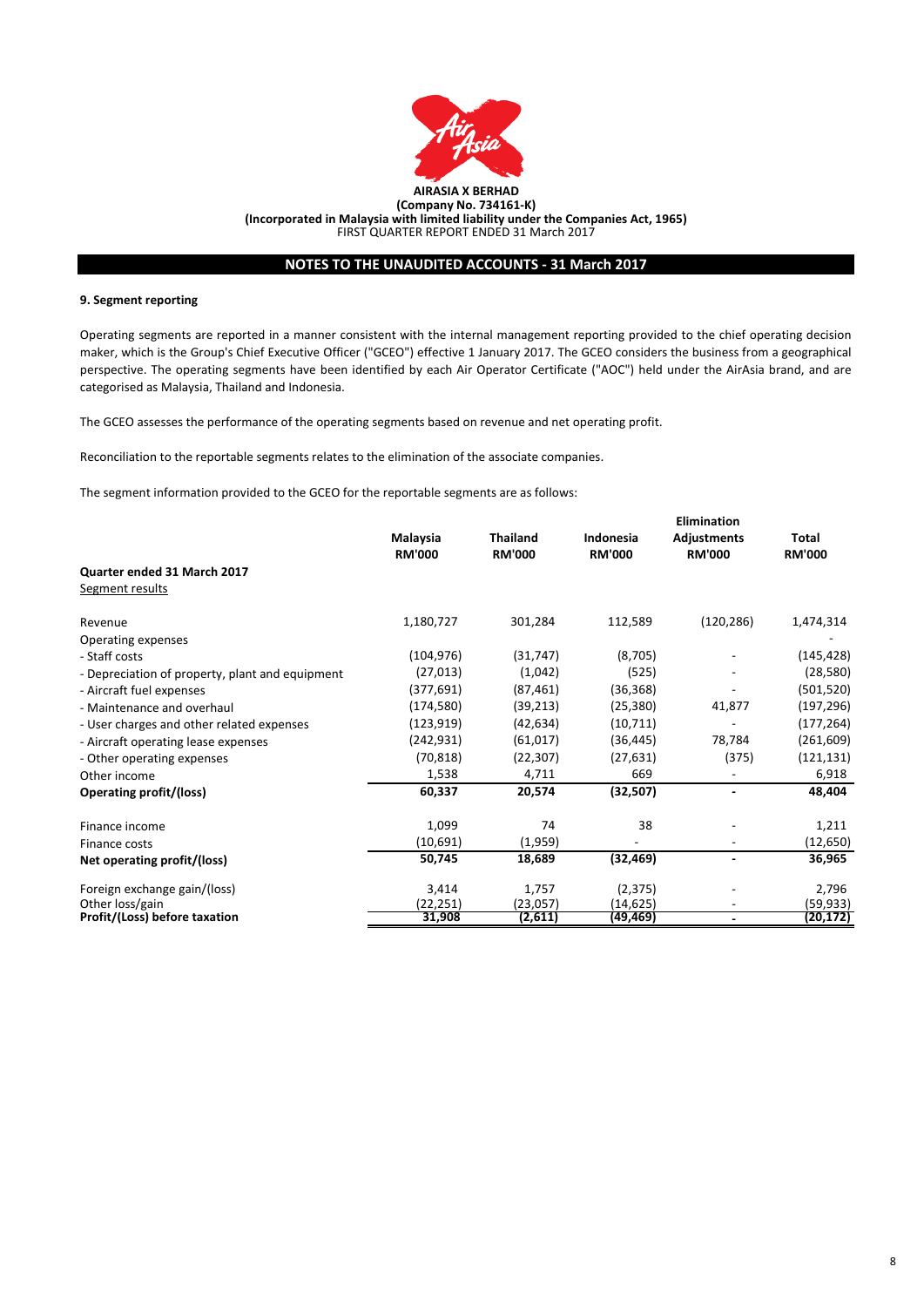**AIRASIA X BERHAD**
**(Company No. 734161-K)**
**(Incorporated in Malaysia with limited liability under the Companies Act, 1965)**
FIRST QUARTER REPORT ENDED 31 March 2017

## NOTES TO THE UNAUDITED ACCOUNTS - 31 March 2017

### 9. Segment reporting

Operating segments are reported in a manner consistent with the internal management reporting provided to the chief operating decision maker, which is the Group's Chief Executive Officer ("GCEO") effective 1 January 2017. The GCEO considers the business from a geographical perspective. The operating segments have been identified by each Air Operator Certificate ("AOC") held under the AirAsia brand, and are categorised as Malaysia, Thailand and Indonesia.

The GCEO assesses the performance of the operating segments based on revenue and net operating profit.

Reconciliation to the reportable segments relates to the elimination of the associate companies.

The segment information provided to the GCEO for the reportable segments are as follows:

| | Malaysia RM'000 | Thailand RM'000 | Indonesia RM'000 | Elimination Adjustments RM'000 | Total RM'000 |
|---|---|---|---|---|---|
| **Quarter ended 31 March 2017** | | | | | |
| Segment results | | | | | |
| Revenue | 1,180,727 | 301,284 | 112,589 | (120,286) | 1,474,314 |
| Operating expenses | | | | | - |
| - Staff costs | (104,976) | (31,747) | (8,705) | - | (145,428) |
| - Depreciation of property, plant and equipment | (27,013) | (1,042) | (525) | - | (28,580) |
| - Aircraft fuel expenses | (377,691) | (87,461) | (36,368) | - | (501,520) |
| - Maintenance and overhaul | (174,580) | (39,213) | (25,380) | 41,877 | (197,296) |
| - User charges and other related expenses | (123,919) | (42,634) | (10,711) | - | (177,264) |
| - Aircraft operating lease expenses | (242,931) | (61,017) | (36,445) | 78,784 | (261,609) |
| - Other operating expenses | (70,818) | (22,307) | (27,631) | (375) | (121,131) |
| Other income | 1,538 | 4,711 | 669 | - | 6,918 |
| **Operating profit/(loss)** | **60,337** | **20,574** | **(32,507)** | **-** | **48,404** |
| Finance income | 1,099 | 74 | 38 | - | 1,211 |
| Finance costs | (10,691) | (1,959) | - | - | (12,650) |
| **Net operating profit/(loss)** | **50,745** | **18,689** | **(32,469)** | **-** | **36,965** |
| Foreign exchange gain/(loss) | 3,414 | 1,757 | (2,375) | - | 2,796 |
| Other loss/gain | (22,251) | (23,057) | (14,625) | - | (59,933) |
| **Profit/(Loss) before taxation** | **31,908** | **(2,611)** | **(49,469)** | **-** | **(20,172)** |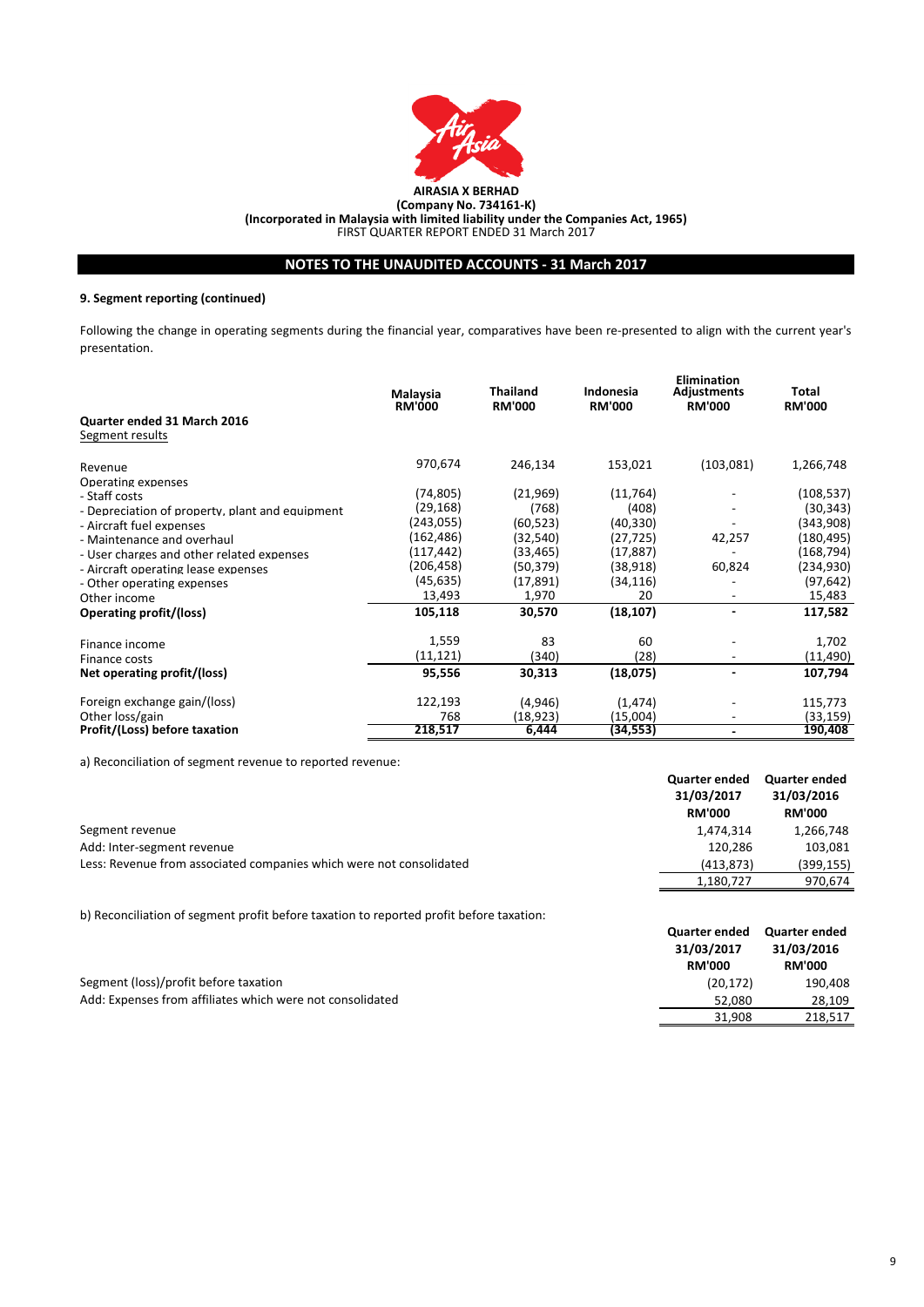**AIRASIA X BERHAD**
**(Company No. 734161-K)**
**(Incorporated in Malaysia with limited liability under the Companies Act, 1965)**
FIRST QUARTER REPORT ENDED 31 March 2017

## NOTES TO THE UNAUDITED ACCOUNTS - 31 March 2017

### 9. Segment reporting (continued)

Following the change in operating segments during the financial year, comparatives have been re-presented to align with the current year's presentation.

| **Quarter ended 31 March 2016** | **Malaysia RM'000** | **Thailand RM'000** | **Indonesia RM'000** | **Elimination Adjustments RM'000** | **Total RM'000** |
|---|---|---|---|---|---|
| Segment results | | | | | |
| Revenue | 970,674 | 246,134 | 153,021 | (103,081) | 1,266,748 |
| Operating expenses | | | | | |
| - Staff costs | (74,805) | (21,969) | (11,764) | - | (108,537) |
| - Depreciation of property, plant and equipment | (29,168) | (768) | (408) | - | (30,343) |
| - Aircraft fuel expenses | (243,055) | (60,523) | (40,330) | - | (343,908) |
| - Maintenance and overhaul | (162,486) | (32,540) | (27,725) | 42,257 | (180,495) |
| - User charges and other related expenses | (117,442) | (33,465) | (17,887) | - | (168,794) |
| - Aircraft operating lease expenses | (206,458) | (50,379) | (38,918) | 60,824 | (234,930) |
| - Other operating expenses | (45,635) | (17,891) | (34,116) | - | (97,642) |
| Other income | 13,493 | 1,970 | 20 | - | 15,483 |
| **Operating profit/(loss)** | **105,118** | **30,570** | **(18,107)** | **-** | **117,582** |
| Finance income | 1,559 | 83 | 60 | - | 1,702 |
| Finance costs | (11,121) | (340) | (28) | - | (11,490) |
| **Net operating profit/(loss)** | **95,556** | **30,313** | **(18,075)** | **-** | **107,794** |
| Foreign exchange gain/(loss) | 122,193 | (4,946) | (1,474) | - | 115,773 |
| Other loss/gain | 768 | (18,923) | (15,004) | - | (33,159) |
| **Profit/(Loss) before taxation** | **218,517** | **6,444** | **(34,553)** | **-** | **190,408** |

a) Reconciliation of segment revenue to reported revenue:

| | **Quarter ended 31/03/2017 RM'000** | **Quarter ended 31/03/2016 RM'000** |
|---|---|---|
| Segment revenue | 1,474,314 | 1,266,748 |
| Add: Inter-segment revenue | 120,286 | 103,081 |
| Less: Revenue from associated companies which were not consolidated | (413,873) | (399,155) |
| | 1,180,727 | 970,674 |

b) Reconciliation of segment profit before taxation to reported profit before taxation:

| | **Quarter ended 31/03/2017 RM'000** | **Quarter ended 31/03/2016 RM'000** |
|---|---|---|
| Segment (loss)/profit before taxation | (20,172) | 190,408 |
| Add: Expenses from affiliates which were not consolidated | 52,080 | 28,109 |
| | 31,908 | 218,517 |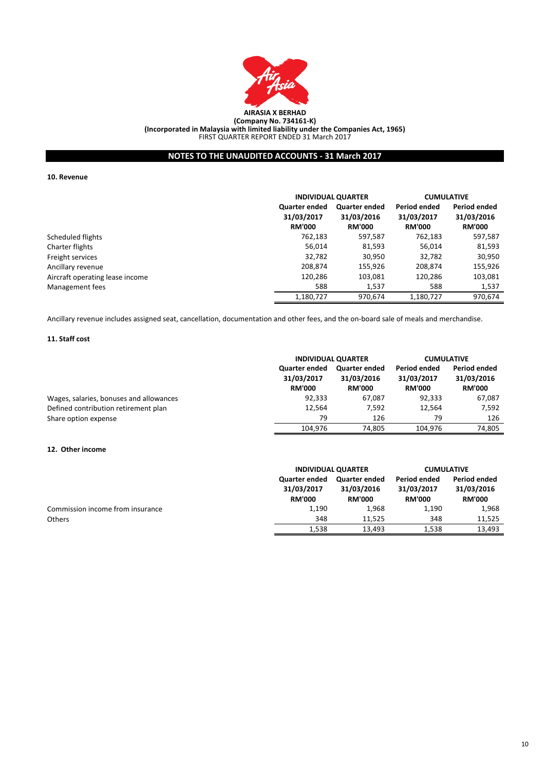**AIRASIA X BERHAD**
**(Company No. 734161-K)**
**(Incorporated in Malaysia with limited liability under the Companies Act, 1965)**
FIRST QUARTER REPORT ENDED 31 March 2017

## NOTES TO THE UNAUDITED ACCOUNTS - 31 March 2017

### 10. Revenue

| | INDIVIDUAL QUARTER | | CUMULATIVE | |
|---|---|---|---|---|
| | Quarter ended 31/03/2017 RM'000 | Quarter ended 31/03/2016 RM'000 | Period ended 31/03/2017 RM'000 | Period ended 31/03/2016 RM'000 |
| Scheduled flights | 762,183 | 597,587 | 762,183 | 597,587 |
| Charter flights | 56,014 | 81,593 | 56,014 | 81,593 |
| Freight services | 32,782 | 30,950 | 32,782 | 30,950 |
| Ancillary revenue | 208,874 | 155,926 | 208,874 | 155,926 |
| Aircraft operating lease income | 120,286 | 103,081 | 120,286 | 103,081 |
| Management fees | 588 | 1,537 | 588 | 1,537 |
| | 1,180,727 | 970,674 | 1,180,727 | 970,674 |

Ancillary revenue includes assigned seat, cancellation, documentation and other fees, and the on-board sale of meals and merchandise.

### 11. Staff cost

| | INDIVIDUAL QUARTER | | CUMULATIVE | |
|---|---|---|---|---|
| | Quarter ended 31/03/2017 RM'000 | Quarter ended 31/03/2016 RM'000 | Period ended 31/03/2017 RM'000 | Period ended 31/03/2016 RM'000 |
| Wages, salaries, bonuses and allowances | 92,333 | 67,087 | 92,333 | 67,087 |
| Defined contribution retirement plan | 12,564 | 7,592 | 12,564 | 7,592 |
| Share option expense | 79 | 126 | 79 | 126 |
| | 104,976 | 74,805 | 104,976 | 74,805 |

### 12. Other income

| | INDIVIDUAL QUARTER | | CUMULATIVE | |
|---|---|---|---|---|
| | Quarter ended 31/03/2017 RM'000 | Quarter ended 31/03/2016 RM'000 | Period ended 31/03/2017 RM'000 | Period ended 31/03/2016 RM'000 |
| Commission income from insurance | 1,190 | 1,968 | 1,190 | 1,968 |
| Others | 348 | 11,525 | 348 | 11,525 |
| | 1,538 | 13,493 | 1,538 | 13,493 |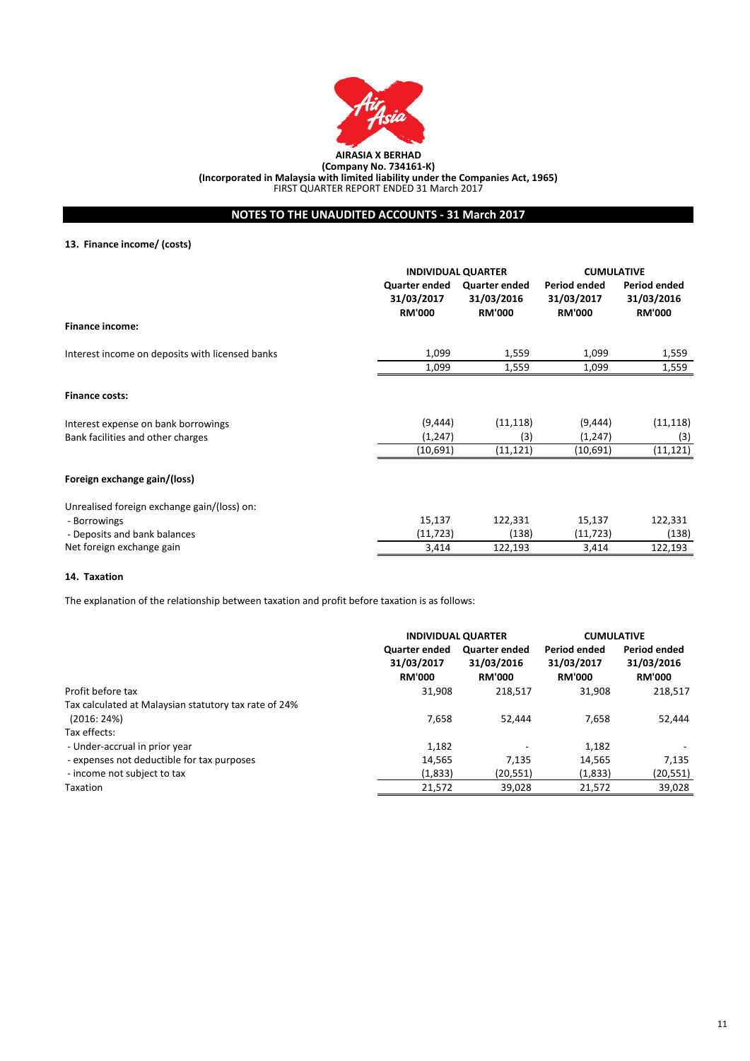**AIRASIA X BERHAD**
**(Company No. 734161-K)**
**(Incorporated in Malaysia with limited liability under the Companies Act, 1965)**
FIRST QUARTER REPORT ENDED 31 March 2017

## NOTES TO THE UNAUDITED ACCOUNTS - 31 March 2017

### 13. Finance income/ (costs)

| | INDIVIDUAL QUARTER | | CUMULATIVE | |
|---|---|---|---|---|
| | Quarter ended 31/03/2017 RM'000 | Quarter ended 31/03/2016 RM'000 | Period ended 31/03/2017 RM'000 | Period ended 31/03/2016 RM'000 |
| **Finance income:** | | | | |
| Interest income on deposits with licensed banks | 1,099 | 1,559 | 1,099 | 1,559 |
| | 1,099 | 1,559 | 1,099 | 1,559 |
| **Finance costs:** | | | | |
| Interest expense on bank borrowings | (9,444) | (11,118) | (9,444) | (11,118) |
| Bank facilities and other charges | (1,247) | (3) | (1,247) | (3) |
| | (10,691) | (11,121) | (10,691) | (11,121) |
| **Foreign exchange gain/(loss)** | | | | |
| Unrealised foreign exchange gain/(loss) on: | | | | |
| - Borrowings | 15,137 | 122,331 | 15,137 | 122,331 |
| - Deposits and bank balances | (11,723) | (138) | (11,723) | (138) |
| Net foreign exchange gain | 3,414 | 122,193 | 3,414 | 122,193 |

### 14. Taxation

The explanation of the relationship between taxation and profit before taxation is as follows:

| | INDIVIDUAL QUARTER | | CUMULATIVE | |
|---|---|---|---|---|
| | Quarter ended 31/03/2017 RM'000 | Quarter ended 31/03/2016 RM'000 | Period ended 31/03/2017 RM'000 | Period ended 31/03/2016 RM'000 |
| Profit before tax | 31,908 | 218,517 | 31,908 | 218,517 |
| Tax calculated at Malaysian statutory tax rate of 24% (2016: 24%) | 7,658 | 52,444 | 7,658 | 52,444 |
| Tax effects: | | | | |
| - Under-accrual in prior year | 1,182 | - | 1,182 | - |
| - expenses not deductible for tax purposes | 14,565 | 7,135 | 14,565 | 7,135 |
| - income not subject to tax | (1,833) | (20,551) | (1,833) | (20,551) |
| Taxation | 21,572 | 39,028 | 21,572 | 39,028 |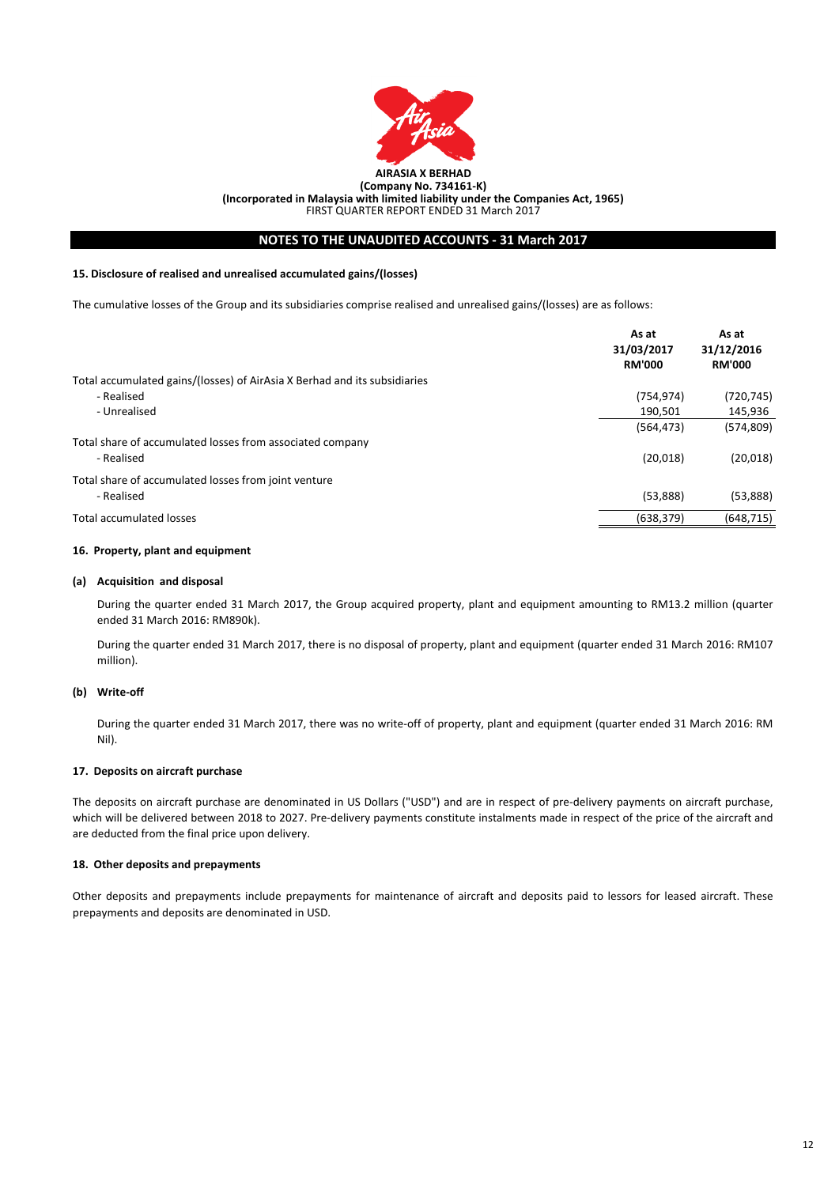**AIRASIA X BERHAD**
**(Company No. 734161-K)**
**(Incorporated in Malaysia with limited liability under the Companies Act, 1965)**
FIRST QUARTER REPORT ENDED 31 March 2017

## NOTES TO THE UNAUDITED ACCOUNTS - 31 March 2017

### 15. Disclosure of realised and unrealised accumulated gains/(losses)

The cumulative losses of the Group and its subsidiaries comprise realised and unrealised gains/(losses) are as follows:

| | As at 31/03/2017 RM'000 | As at 31/12/2016 RM'000 |
|---|---|---|
| Total accumulated gains/(losses) of AirAsia X Berhad and its subsidiaries | | |
| - Realised | (754,974) | (720,745) |
| - Unrealised | 190,501 | 145,936 |
| | (564,473) | (574,809) |
| Total share of accumulated losses from associated company | | |
| - Realised | (20,018) | (20,018) |
| Total share of accumulated losses from joint venture | | |
| - Realised | (53,888) | (53,888) |
| Total accumulated losses | (638,379) | (648,715) |

### 16. Property, plant and equipment

**(a) Acquisition and disposal**

During the quarter ended 31 March 2017, the Group acquired property, plant and equipment amounting to RM13.2 million (quarter ended 31 March 2016: RM890k).

During the quarter ended 31 March 2017, there is no disposal of property, plant and equipment (quarter ended 31 March 2016: RM107 million).

**(b) Write-off**

During the quarter ended 31 March 2017, there was no write-off of property, plant and equipment (quarter ended 31 March 2016: RM Nil).

### 17. Deposits on aircraft purchase

The deposits on aircraft purchase are denominated in US Dollars ("USD") and are in respect of pre-delivery payments on aircraft purchase, which will be delivered between 2018 to 2027. Pre-delivery payments constitute instalments made in respect of the price of the aircraft and are deducted from the final price upon delivery.

### 18. Other deposits and prepayments

Other deposits and prepayments include prepayments for maintenance of aircraft and deposits paid to lessors for leased aircraft. These prepayments and deposits are denominated in USD.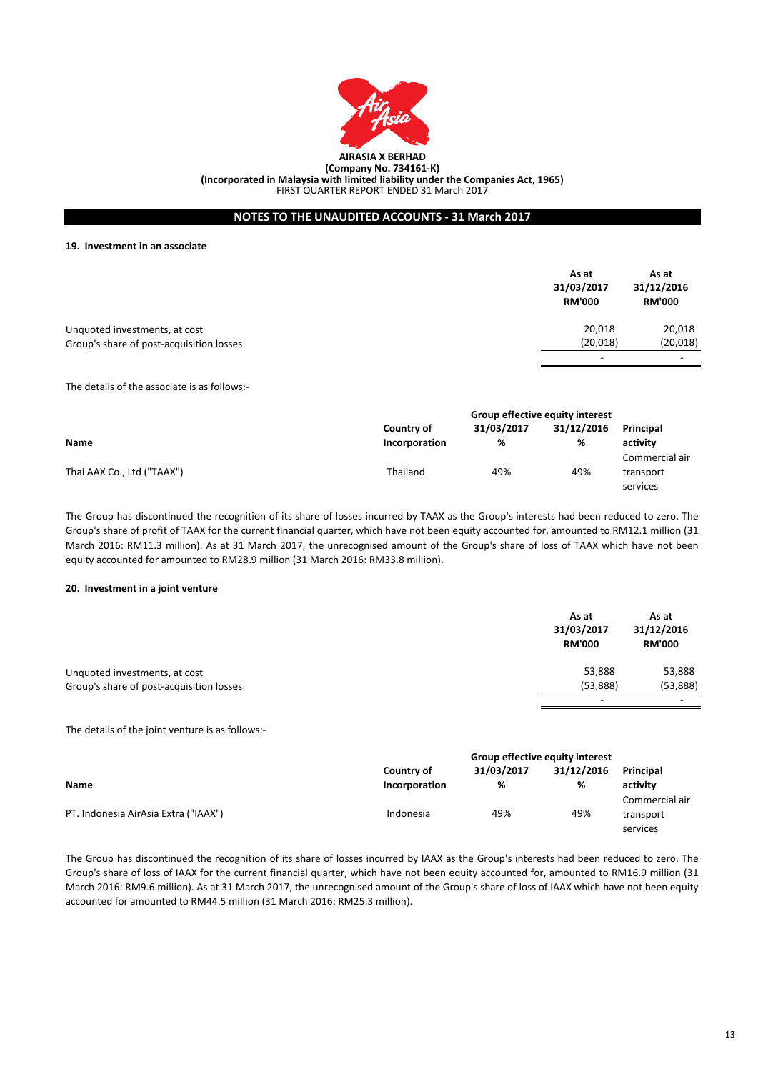**AIRASIA X BERHAD**
**(Company No. 734161-K)**
**(Incorporated in Malaysia with limited liability under the Companies Act, 1965)**
FIRST QUARTER REPORT ENDED 31 March 2017

## NOTES TO THE UNAUDITED ACCOUNTS - 31 March 2017

### 19. Investment in an associate

| | As at 31/03/2017 RM'000 | As at 31/12/2016 RM'000 |
|---|---|---|
| Unquoted investments, at cost | 20,018 | 20,018 |
| Group's share of post-acquisition losses | (20,018) | (20,018) |
| | - | - |

The details of the associate is as follows:-

| Name | Country of Incorporation | Group effective equity interest 31/03/2017 % | Group effective equity interest 31/12/2016 % | Principal activity |
|---|---|---|---|---|
| Thai AAX Co., Ltd ("TAAX") | Thailand | 49% | 49% | Commercial air transport services |

The Group has discontinued the recognition of its share of losses incurred by TAAX as the Group's interests had been reduced to zero. The Group's share of profit of TAAX for the current financial quarter, which have not been equity accounted for, amounted to RM12.1 million (31 March 2016: RM11.3 million). As at 31 March 2017, the unrecognised amount of the Group's share of loss of TAAX which have not been equity accounted for amounted to RM28.9 million (31 March 2016: RM33.8 million).

### 20. Investment in a joint venture

| | As at 31/03/2017 RM'000 | As at 31/12/2016 RM'000 |
|---|---|---|
| Unquoted investments, at cost | 53,888 | 53,888 |
| Group's share of post-acquisition losses | (53,888) | (53,888) |
| | - | - |

The details of the joint venture is as follows:-

| Name | Country of Incorporation | Group effective equity interest 31/03/2017 % | Group effective equity interest 31/12/2016 % | Principal activity |
|---|---|---|---|---|
| PT. Indonesia AirAsia Extra ("IAAX") | Indonesia | 49% | 49% | Commercial air transport services |

The Group has discontinued the recognition of its share of losses incurred by IAAX as the Group's interests had been reduced to zero. The Group's share of loss of IAAX for the current financial quarter, which have not been equity accounted for, amounted to RM16.9 million (31 March 2016: RM9.6 million). As at 31 March 2017, the unrecognised amount of the Group's share of loss of IAAX which have not been equity accounted for amounted to RM44.5 million (31 March 2016: RM25.3 million).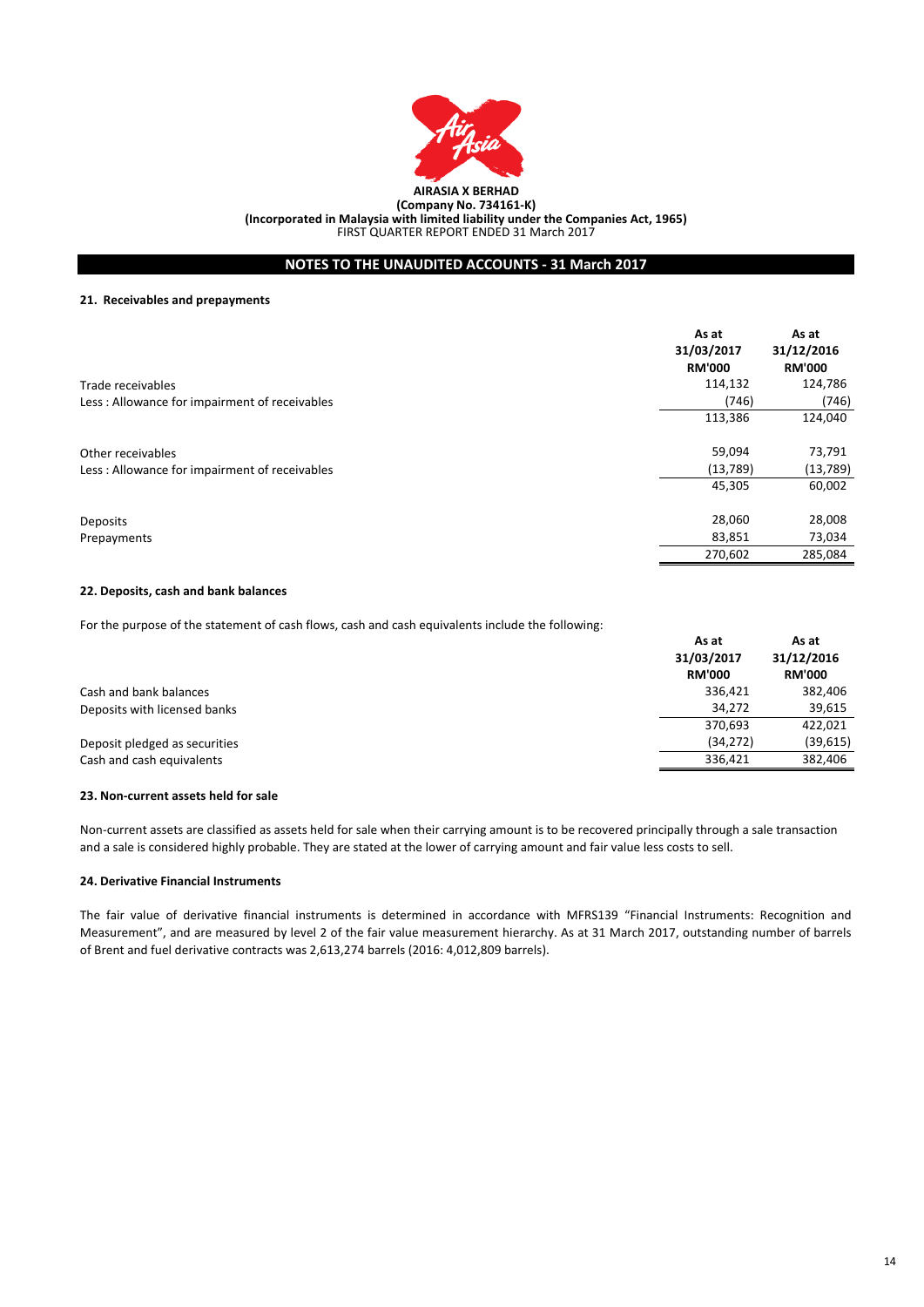**AIRASIA X BERHAD**
**(Company No. 734161-K)**
**(Incorporated in Malaysia with limited liability under the Companies Act, 1965)**
FIRST QUARTER REPORT ENDED 31 March 2017

## NOTES TO THE UNAUDITED ACCOUNTS - 31 March 2017

### 21. Receivables and prepayments

| | As at 31/03/2017 RM'000 | As at 31/12/2016 RM'000 |
|---|---|---|
| Trade receivables | 114,132 | 124,786 |
| Less : Allowance for impairment of receivables | (746) | (746) |
| | 113,386 | 124,040 |
| | | |
| Other receivables | 59,094 | 73,791 |
| Less : Allowance for impairment of receivables | (13,789) | (13,789) |
| | 45,305 | 60,002 |
| | | |
| Deposits | 28,060 | 28,008 |
| Prepayments | 83,851 | 73,034 |
| | 270,602 | 285,084 |

### 22. Deposits, cash and bank balances

For the purpose of the statement of cash flows, cash and cash equivalents include the following:

| | As at 31/03/2017 RM'000 | As at 31/12/2016 RM'000 |
|---|---|---|
| Cash and bank balances | 336,421 | 382,406 |
| Deposits with licensed banks | 34,272 | 39,615 |
| | 370,693 | 422,021 |
| Deposit pledged as securities | (34,272) | (39,615) |
| Cash and cash equivalents | 336,421 | 382,406 |

### 23. Non-current assets held for sale

Non-current assets are classified as assets held for sale when their carrying amount is to be recovered principally through a sale transaction and a sale is considered highly probable. They are stated at the lower of carrying amount and fair value less costs to sell.

### 24. Derivative Financial Instruments

The fair value of derivative financial instruments is determined in accordance with MFRS139 "Financial Instruments: Recognition and Measurement", and are measured by level 2 of the fair value measurement hierarchy. As at 31 March 2017, outstanding number of barrels of Brent and fuel derivative contracts was 2,613,274 barrels (2016: 4,012,809 barrels).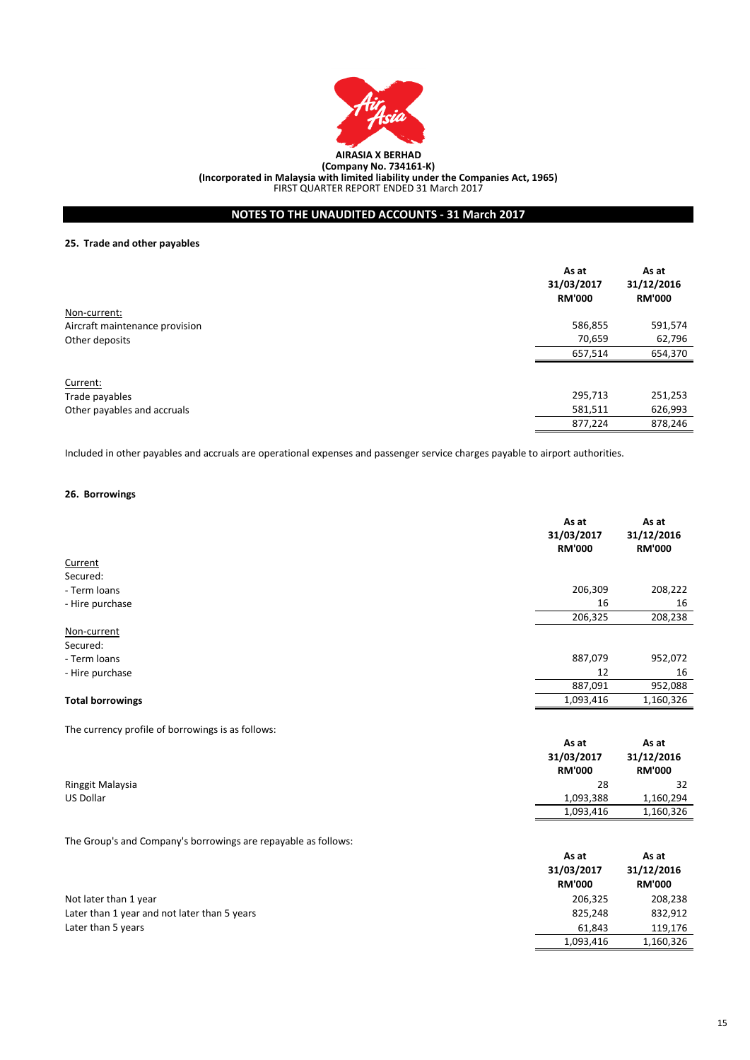**AIRASIA X BERHAD**
**(Company No. 734161-K)**
**(Incorporated in Malaysia with limited liability under the Companies Act, 1965)**
FIRST QUARTER REPORT ENDED 31 March 2017

## NOTES TO THE UNAUDITED ACCOUNTS - 31 March 2017

### 25. Trade and other payables

| | As at 31/03/2017 RM'000 | As at 31/12/2016 RM'000 |
|---|---|---|
| Non-current: | | |
| Aircraft maintenance provision | 586,855 | 591,574 |
| Other deposits | 70,659 | 62,796 |
| | 657,514 | 654,370 |
| | | |
| Current: | | |
| Trade payables | 295,713 | 251,253 |
| Other payables and accruals | 581,511 | 626,993 |
| | 877,224 | 878,246 |

Included in other payables and accruals are operational expenses and passenger service charges payable to airport authorities.

### 26. Borrowings

| | As at 31/03/2017 RM'000 | As at 31/12/2016 RM'000 |
|---|---|---|
| Current | | |
| Secured: | | |
| - Term loans | 206,309 | 208,222 |
| - Hire purchase | 16 | 16 |
| | 206,325 | 208,238 |
| Non-current | | |
| Secured: | | |
| - Term loans | 887,079 | 952,072 |
| - Hire purchase | 12 | 16 |
| | 887,091 | 952,088 |
| **Total borrowings** | 1,093,416 | 1,160,326 |

The currency profile of borrowings is as follows:

| | As at 31/03/2017 RM'000 | As at 31/12/2016 RM'000 |
|---|---|---|
| Ringgit Malaysia | 28 | 32 |
| US Dollar | 1,093,388 | 1,160,294 |
| | 1,093,416 | 1,160,326 |

The Group's and Company's borrowings are repayable as follows:

| | As at 31/03/2017 RM'000 | As at 31/12/2016 RM'000 |
|---|---|---|
| Not later than 1 year | 206,325 | 208,238 |
| Later than 1 year and not later than 5 years | 825,248 | 832,912 |
| Later than 5 years | 61,843 | 119,176 |
| | 1,093,416 | 1,160,326 |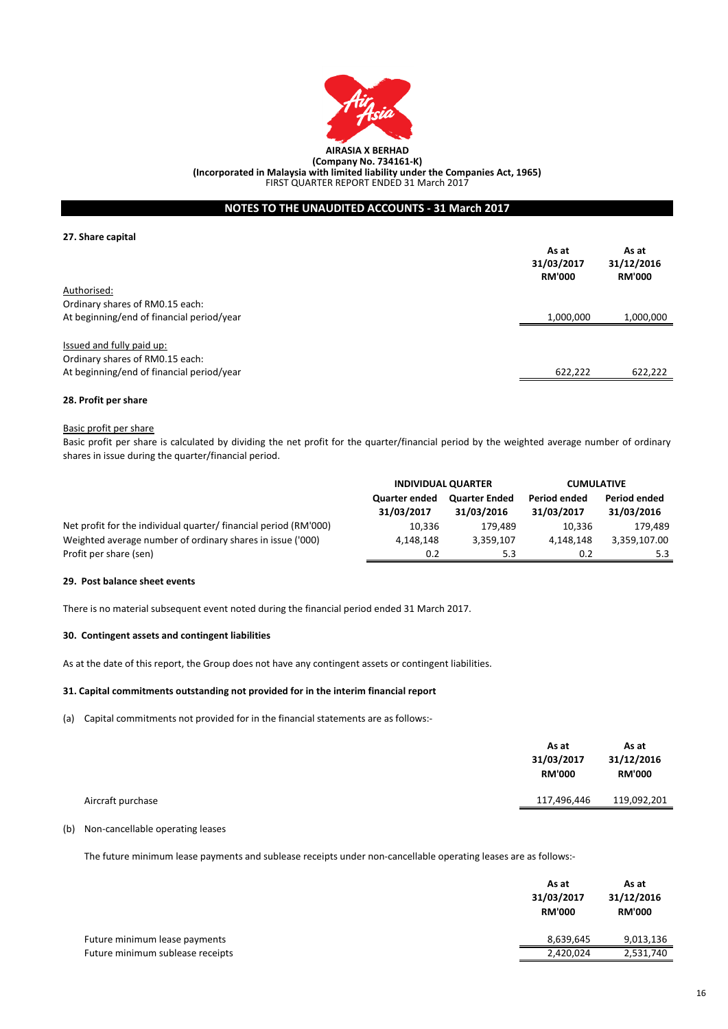**AIRASIA X BERHAD**
**(Company No. 734161-K)**
**(Incorporated in Malaysia with limited liability under the Companies Act, 1965)**
FIRST QUARTER REPORT ENDED 31 March 2017

## NOTES TO THE UNAUDITED ACCOUNTS - 31 March 2017

### 27. Share capital

| | As at 31/03/2017 RM'000 | As at 31/12/2016 RM'000 |
|---|---|---|
| Authorised: | | |
| Ordinary shares of RM0.15 each: | | |
| At beginning/end of financial period/year | 1,000,000 | 1,000,000 |
| | | |
| Issued and fully paid up: | | |
| Ordinary shares of RM0.15 each: | | |
| At beginning/end of financial period/year | 622,222 | 622,222 |

### 28. Profit per share

Basic profit per share

Basic profit per share is calculated by dividing the net profit for the quarter/financial period by the weighted average number of ordinary shares in issue during the quarter/financial period.

| | INDIVIDUAL QUARTER | | CUMULATIVE | |
|---|---|---|---|---|
| | Quarter ended 31/03/2017 | Quarter Ended 31/03/2016 | Period ended 31/03/2017 | Period ended 31/03/2016 |
| Net profit for the individual quarter/ financial period (RM'000) | 10,336 | 179,489 | 10,336 | 179,489 |
| Weighted average number of ordinary shares in issue ('000) | 4,148,148 | 3,359,107 | 4,148,148 | 3,359,107.00 |
| Profit per share (sen) | 0.2 | 5.3 | 0.2 | 5.3 |

### 29. Post balance sheet events

There is no material subsequent event noted during the financial period ended 31 March 2017.

### 30. Contingent assets and contingent liabilities

As at the date of this report, the Group does not have any contingent assets or contingent liabilities.

### 31. Capital commitments outstanding not provided for in the interim financial report

(a) Capital commitments not provided for in the financial statements are as follows:-

| | As at 31/03/2017 RM'000 | As at 31/12/2016 RM'000 |
|---|---|---|
| Aircraft purchase | 117,496,446 | 119,092,201 |

(b) Non-cancellable operating leases

The future minimum lease payments and sublease receipts under non-cancellable operating leases are as follows:-

| | As at 31/03/2017 RM'000 | As at 31/12/2016 RM'000 |
|---|---|---|
| Future minimum lease payments | 8,639,645 | 9,013,136 |
| Future minimum sublease receipts | 2,420,024 | 2,531,740 |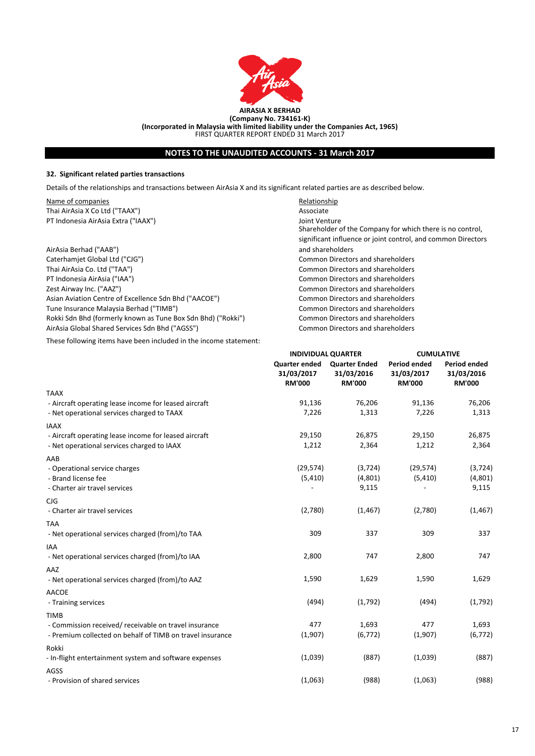**AIRASIA X BERHAD**
**(Company No. 734161-K)**
**(Incorporated in Malaysia with limited liability under the Companies Act, 1965)**
FIRST QUARTER REPORT ENDED 31 March 2017

## NOTES TO THE UNAUDITED ACCOUNTS - 31 March 2017

### 32. Significant related parties transactions

Details of the relationships and transactions between AirAsia X and its significant related parties are as described below.

| Name of companies | Relationship |
|---|---|
| Thai AirAsia X Co Ltd ("TAAX") | Associate |
| PT Indonesia AirAsia Extra ("IAAX") | Joint Venture |
| AirAsia Berhad ("AAB") | Shareholder of the Company for which there is no control, significant influence or joint control, and common Directors and shareholders |
| Caterhamjet Global Ltd ("CJG") | Common Directors and shareholders |
| Thai AirAsia Co. Ltd ("TAA") | Common Directors and shareholders |
| PT Indonesia AirAsia ("IAA") | Common Directors and shareholders |
| Zest Airway Inc. ("AAZ") | Common Directors and shareholders |
| Asian Aviation Centre of Excellence Sdn Bhd ("AACOE") | Common Directors and shareholders |
| Tune Insurance Malaysia Berhad ("TIMB") | Common Directors and shareholders |
| Rokki Sdn Bhd (formerly known as Tune Box Sdn Bhd) ("Rokki") | Common Directors and shareholders |
| AirAsia Global Shared Services Sdn Bhd ("AGSS") | Common Directors and shareholders |

These following items have been included in the income statement:

| | INDIVIDUAL QUARTER | | CUMULATIVE | |
|---|---|---|---|---|
| | Quarter ended 31/03/2017 RM'000 | Quarter Ended 31/03/2016 RM'000 | Period ended 31/03/2017 RM'000 | Period ended 31/03/2016 RM'000 |
| TAAX | | | | |
| - Aircraft operating lease income for leased aircraft | 91,136 | 76,206 | 91,136 | 76,206 |
| - Net operational services charged to TAAX | 7,226 | 1,313 | 7,226 | 1,313 |
| IAAX | | | | |
| - Aircraft operating lease income for leased aircraft | 29,150 | 26,875 | 29,150 | 26,875 |
| - Net operational services charged to IAAX | 1,212 | 2,364 | 1,212 | 2,364 |
| AAB | | | | |
| - Operational service charges | (29,574) | (3,724) | (29,574) | (3,724) |
| - Brand license fee | (5,410) | (4,801) | (5,410) | (4,801) |
| - Charter air travel services | - | 9,115 | - | 9,115 |
| CJG | | | | |
| - Charter air travel services | (2,780) | (1,467) | (2,780) | (1,467) |
| TAA | | | | |
| - Net operational services charged (from)/to TAA | 309 | 337 | 309 | 337 |
| IAA | | | | |
| - Net operational services charged (from)/to IAA | 2,800 | 747 | 2,800 | 747 |
| AAZ | | | | |
| - Net operational services charged (from)/to AAZ | 1,590 | 1,629 | 1,590 | 1,629 |
| AACOE | | | | |
| - Training services | (494) | (1,792) | (494) | (1,792) |
| TIMB | | | | |
| - Commission received/ receivable on travel insurance | 477 | 1,693 | 477 | 1,693 |
| - Premium collected on behalf of TIMB on travel insurance | (1,907) | (6,772) | (1,907) | (6,772) |
| Rokki | | | | |
| - In-flight entertainment system and software expenses | (1,039) | (887) | (1,039) | (887) |
| AGSS | | | | |
| - Provision of shared services | (1,063) | (988) | (1,063) | (988) |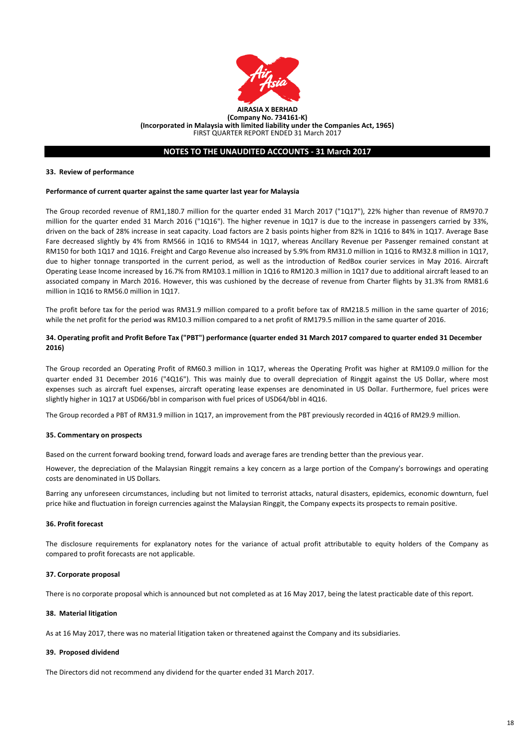**AIRASIA X BERHAD**
**(Company No. 734161-K)**
**(Incorporated in Malaysia with limited liability under the Companies Act, 1965)**
FIRST QUARTER REPORT ENDED 31 March 2017

## NOTES TO THE UNAUDITED ACCOUNTS - 31 March 2017

### 33. Review of performance

**Performance of current quarter against the same quarter last year for Malaysia**

The Group recorded revenue of RM1,180.7 million for the quarter ended 31 March 2017 ("1Q17"), 22% higher than revenue of RM970.7 million for the quarter ended 31 March 2016 ("1Q16"). The higher revenue in 1Q17 is due to the increase in passengers carried by 33%, driven on the back of 28% increase in seat capacity. Load factors are 2 basis points higher from 82% in 1Q16 to 84% in 1Q17. Average Base Fare decreased slightly by 4% from RM566 in 1Q16 to RM544 in 1Q17, whereas Ancillary Revenue per Passenger remained constant at RM150 for both 1Q17 and 1Q16. Freight and Cargo Revenue also increased by 5.9% from RM31.0 million in 1Q16 to RM32.8 million in 1Q17, due to higher tonnage transported in the current period, as well as the introduction of RedBox courier services in May 2016. Aircraft Operating Lease Income increased by 16.7% from RM103.1 million in 1Q16 to RM120.3 million in 1Q17 due to additional aircraft leased to an associated company in March 2016. However, this was cushioned by the decrease of revenue from Charter flights by 31.3% from RM81.6 million in 1Q16 to RM56.0 million in 1Q17.

The profit before tax for the period was RM31.9 million compared to a profit before tax of RM218.5 million in the same quarter of 2016; while the net profit for the period was RM10.3 million compared to a net profit of RM179.5 million in the same quarter of 2016.

### 34. Operating profit and Profit Before Tax ("PBT") performance (quarter ended 31 March 2017 compared to quarter ended 31 December 2016)

The Group recorded an Operating Profit of RM60.3 million in 1Q17, whereas the Operating Profit was higher at RM109.0 million for the quarter ended 31 December 2016 ("4Q16"). This was mainly due to overall depreciation of Ringgit against the US Dollar, where most expenses such as aircraft fuel expenses, aircraft operating lease expenses are denominated in US Dollar. Furthermore, fuel prices were slightly higher in 1Q17 at USD66/bbl in comparison with fuel prices of USD64/bbl in 4Q16.

The Group recorded a PBT of RM31.9 million in 1Q17, an improvement from the PBT previously recorded in 4Q16 of RM29.9 million.

### 35. Commentary on prospects

Based on the current forward booking trend, forward loads and average fares are trending better than the previous year.

However, the depreciation of the Malaysian Ringgit remains a key concern as a large portion of the Company's borrowings and operating costs are denominated in US Dollars.

Barring any unforeseen circumstances, including but not limited to terrorist attacks, natural disasters, epidemics, economic downturn, fuel price hike and fluctuation in foreign currencies against the Malaysian Ringgit, the Company expects its prospects to remain positive.

### 36. Profit forecast

The disclosure requirements for explanatory notes for the variance of actual profit attributable to equity holders of the Company as compared to profit forecasts are not applicable.

### 37. Corporate proposal

There is no corporate proposal which is announced but not completed as at 16 May 2017, being the latest practicable date of this report.

### 38. Material litigation

As at 16 May 2017, there was no material litigation taken or threatened against the Company and its subsidiaries.

### 39. Proposed dividend

The Directors did not recommend any dividend for the quarter ended 31 March 2017.